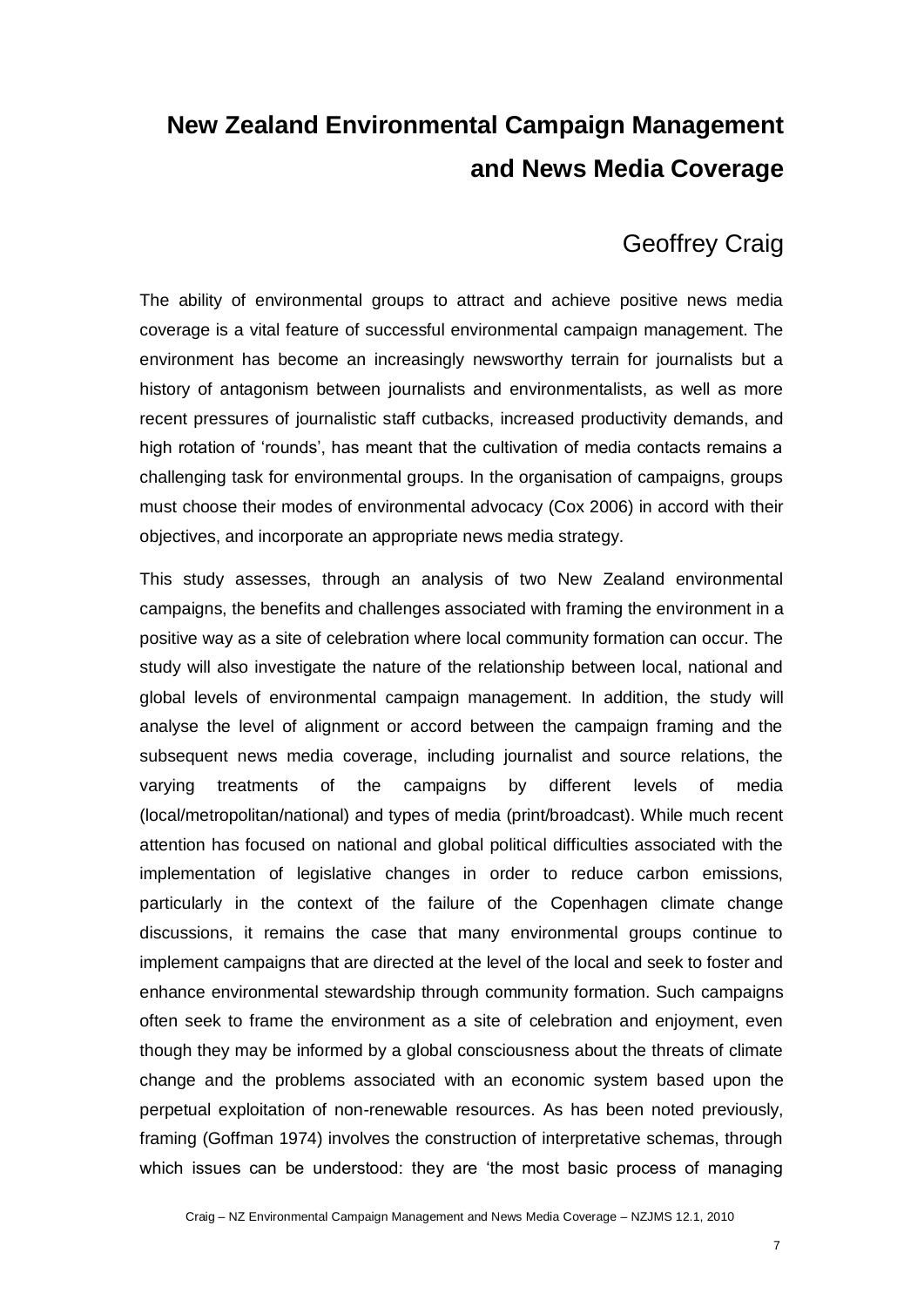# New Zealand Environmental Campaign Management and News Media Coverage

## Geoffrey Craig

The ability of environmental groups to attract and achieve positive news media coverage is a vital feature of successful environmental campaign management. The environment has become an increasingly newsworthy terrain for journalists but a history of antagonism between journalists and environmentalists, as well as more recent pressures of journalistic staff cutbacks, increased productivity demands, and high rotation of 'rounds', has meant that the cultivation of media contacts remains a challenging task for environmental groups. In the organisation of campaigns, groups must choose their modes of environmental advocacy (Cox 2006) in accord with their objectives, and incorporate an appropriate news media strategy.

This study assesses, through an analysis of two New Zealand environmental campaigns, the benefits and challenges associated with framing the environment in a positive way as a site of celebration where local community formation can occur. The study will also investigate the nature of the relationship between local, national and global levels of environmental campaign management. In addition, the study will analyse the level of alignment or accord between the campaign framing and the subsequent news media coverage, including journalist and source relations, the varying treatments of the campaigns by different levels of media (local/metropolitan/national) and types of media (print/broadcast). While much recent attention has focused on national and global political difficulties associated with the implementation of legislative changes in order to reduce carbon emissions, particularly in the context of the failure of the Copenhagen climate change discussions, it remains the case that many environmental groups continue to implement campaigns that are directed at the level of the local and seek to foster and enhance environmental stewardship through community formation. Such campaigns often seek to frame the environment as a site of celebration and enjoyment, even though they may be informed by a global consciousness about the threats of climate change and the problems associated with an economic system based upon the perpetual exploitation of non-renewable resources. As has been noted previously, framing (Goffman 1974) involves the construction of interpretative schemas, through which issues can be understood: they are 'the most basic process of managing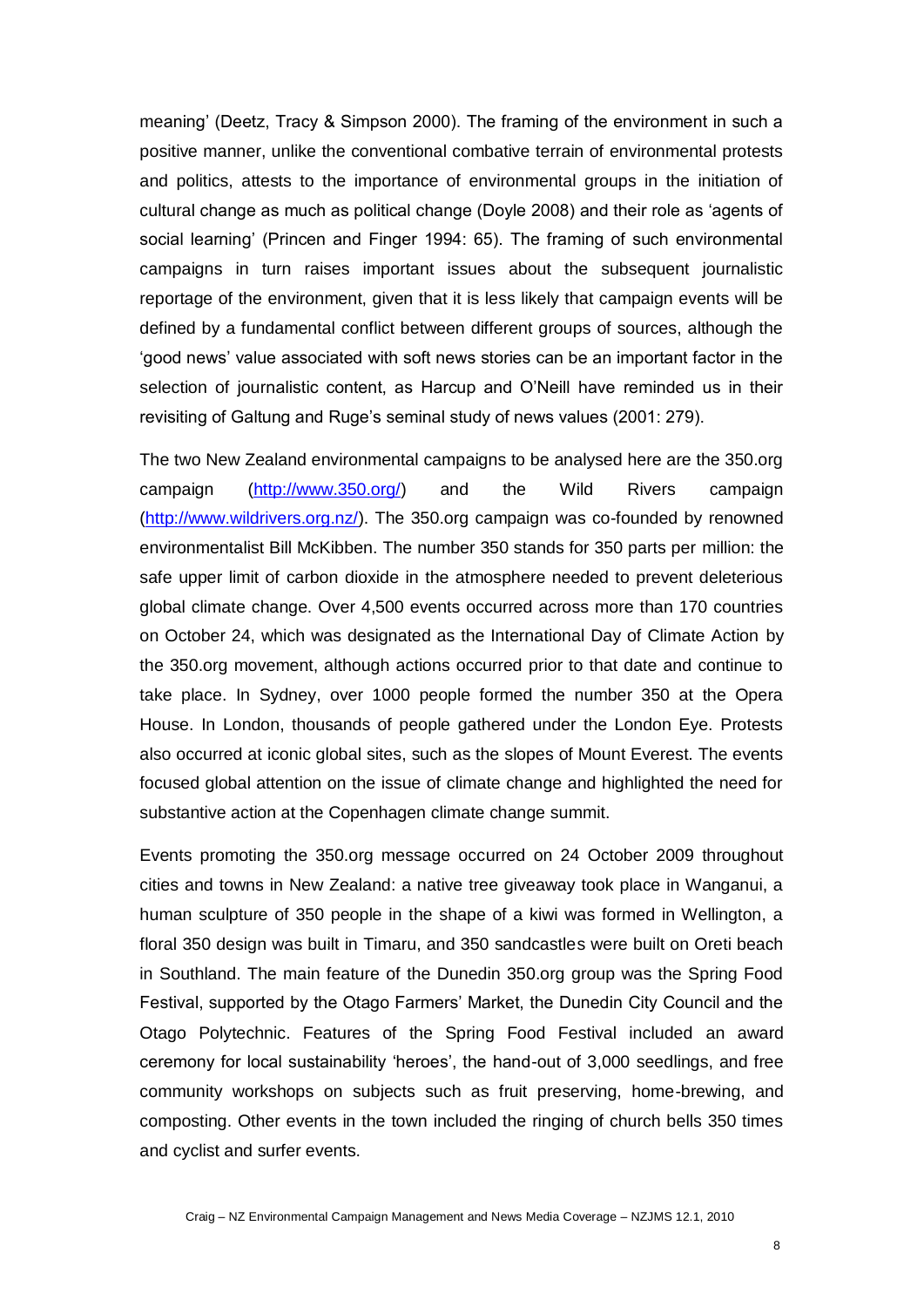meaning' (Deetz, Tracy & Simpson 2000). The framing of the environment in such a positive manner, unlike the conventional combative terrain of environmental protests and politics, attests to the importance of environmental groups in the initiation of cultural change as much as political change (Doyle 2008) and their role as 'agents of social learning' (Princen and Finger 1994: 65). The framing of such environmental campaigns in turn raises important issues about the subsequent journalistic reportage of the environment, given that it is less likely that campaign events will be defined by a fundamental conflict between different groups of sources, although the 'good news' value associated with soft news stories can be an important factor in the selection of journalistic content, as Harcup and O'Neill have reminded us in their revisiting of Galtung and Ruge's seminal study of news values (2001: 279).

The two New Zealand environmental campaigns to be analysed here are the 350.org campaign (http://www.350.org/) and the Wild Rivers campaign (http://www.wildrivers.org.nz/). The 350.org campaign was co-founded by renowned environmentalist Bill McKibben. The number 350 stands for 350 parts per million: the safe upper limit of carbon dioxide in the atmosphere needed to prevent deleterious global climate change. Over 4,500 events occurred across more than 170 countries on October 24, which was designated as the International Day of Climate Action by the 350.org movement, although actions occurred prior to that date and continue to take place. In Sydney, over 1000 people formed the number 350 at the Opera House. In London, thousands of people gathered under the London Eye. Protests also occurred at iconic global sites, such as the slopes of Mount Everest. The events focused global attention on the issue of climate change and highlighted the need for substantive action at the Copenhagen climate change summit.

Events promoting the 350.org message occurred on 24 October 2009 throughout cities and towns in New Zealand: a native tree giveaway took place in Wanganui, a human sculpture of 350 people in the shape of a kiwi was formed in Wellington, a floral 350 design was built in Timaru, and 350 sandcastles were built on Oreti beach in Southland. The main feature of the Dunedin 350.org group was the Spring Food Festival, supported by the Otago Farmers' Market, the Dunedin City Council and the Otago Polytechnic. Features of the Spring Food Festival included an award ceremony for local sustainability 'heroes', the hand-out of 3,000 seedlings, and free community workshops on subjects such as fruit preserving, home-brewing, and composting. Other events in the town included the ringing of church bells 350 times and cyclist and surfer events.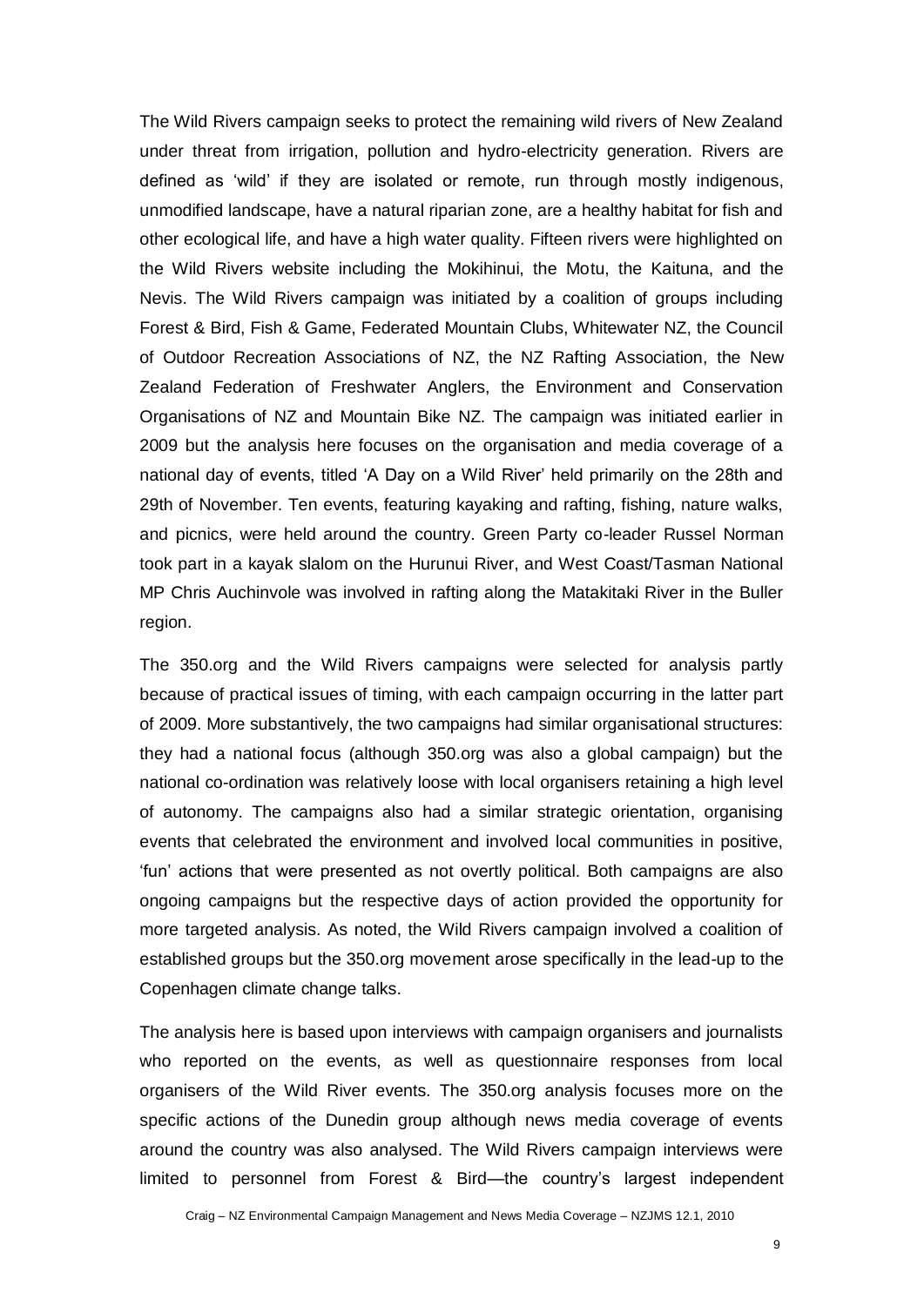The Wild Rivers campaign seeks to protect the remaining wild rivers of New Zealand under threat from irrigation, pollution and hydro-electricity generation. Rivers are defined as 'wild' if they are isolated or remote, run through mostly indigenous, unmodified landscape, have a natural riparian zone, are a healthy habitat for fish and other ecological life, and have a high water quality. Fifteen rivers were highlighted on the Wild Rivers website including the Mokihinui, the Motu, the Kaituna, and the Nevis. The Wild Rivers campaign was initiated by a coalition of groups including Forest & Bird, Fish & Game, Federated Mountain Clubs, Whitewater NZ, the Council of Outdoor Recreation Associations of NZ, the NZ Rafting Association, the New Zealand Federation of Freshwater Anglers, the Environment and Conservation Organisations of NZ and Mountain Bike NZ. The campaign was initiated earlier in 2009 but the analysis here focuses on the organisation and media coverage of a national day of events, titled 'A Day on a Wild River' held primarily on the 28th and 29th of November. Ten events, featuring kayaking and rafting, fishing, nature walks, and picnics, were held around the country. Green Party co-leader Russel Norman took part in a kayak slalom on the Hurunui River, and West Coast/Tasman National MP Chris Auchinvole was involved in rafting along the Matakitaki River in the Buller region.

The 350.org and the Wild Rivers campaigns were selected for analysis partly because of practical issues of timing, with each campaign occurring in the latter part of 2009. More substantively, the two campaigns had similar organisational structures: they had a national focus (although 350.org was also a global campaign) but the national co-ordination was relatively loose with local organisers retaining a high level of autonomy. The campaigns also had a similar strategic orientation, organising events that celebrated the environment and involved local communities in positive, 'fun' actions that were presented as not overtly political. Both campaigns are also ongoing campaigns but the respective days of action provided the opportunity for more targeted analysis. As noted, the Wild Rivers campaign involved a coalition of established groups but the 350.org movement arose specifically in the lead-up to the Copenhagen climate change talks.

The analysis here is based upon interviews with campaign organisers and journalists who reported on the events, as well as questionnaire responses from local organisers of the Wild River events. The 350.org analysis focuses more on the specific actions of the Dunedin group although news media coverage of events around the country was also analysed. The Wild Rivers campaign interviews were limited to personnel from Forest & Bird—the country's largest independent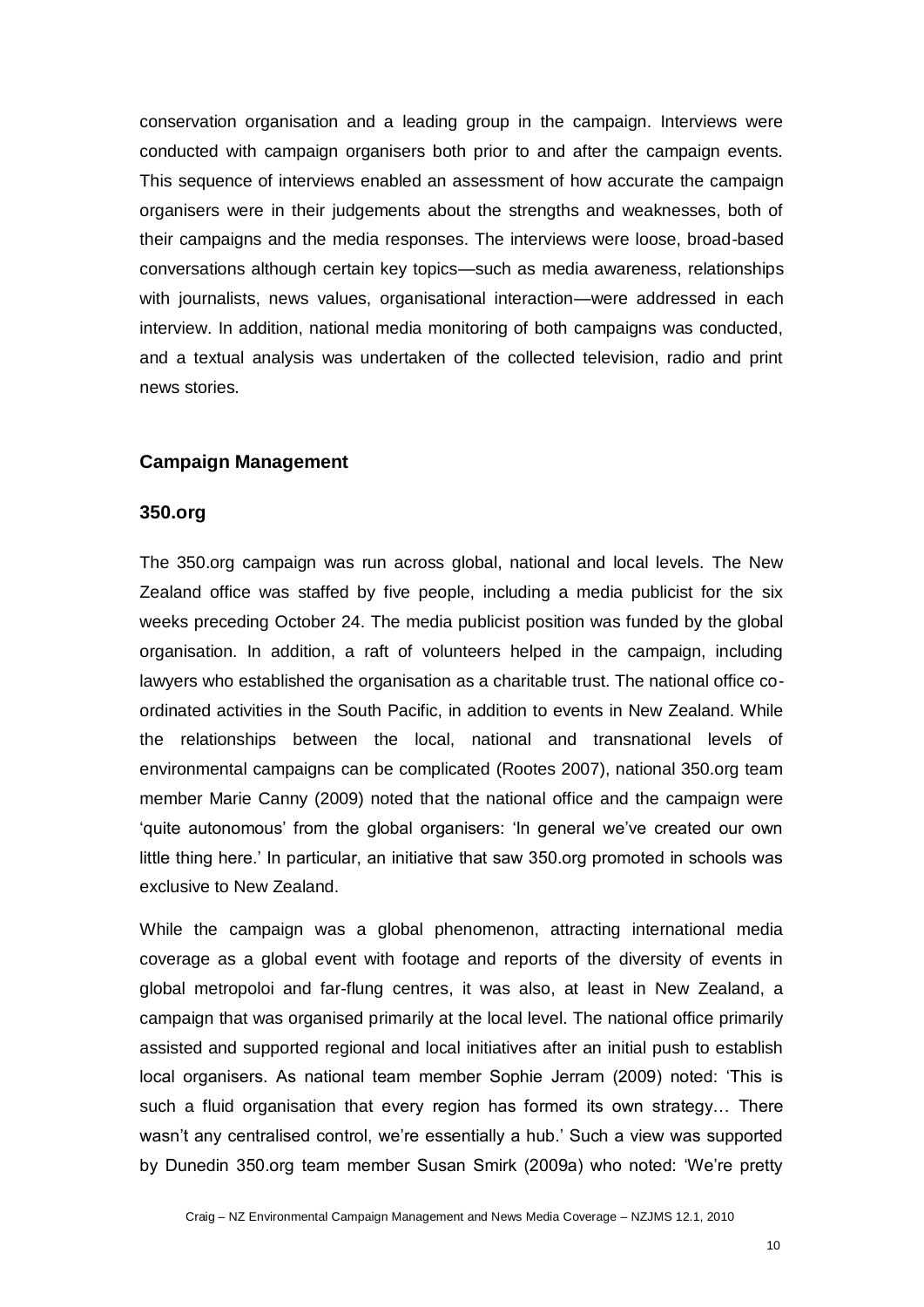conservation organisation and a leading group in the campaign. Interviews were conducted with campaign organisers both prior to and after the campaign events. This sequence of interviews enabled an assessment of how accurate the campaign organisers were in their judgements about the strengths and weaknesses, both of their campaigns and the media responses. The interviews were loose, broad-based conversations although certain key topics—such as media awareness, relationships with journalists, news values, organisational interaction—were addressed in each interview. In addition, national media monitoring of both campaigns was conducted, and a textual analysis was undertaken of the collected television, radio and print news stories.

## Campaign Management

### 350.org

The 350.org campaign was run across global, national and local levels. The New Zealand office was staffed by five people, including a media publicist for the six weeks preceding October 24. The media publicist position was funded by the global organisation. In addition, a raft of volunteers helped in the campaign, including lawyers who established the organisation as a charitable trust. The national office co-ordinated activities in the South Pacific, in addition to events in New Zealand. While the relationships between the local, national and transnational levels of environmental campaigns can be complicated (Rootes 2007), national 350.org team member Marie Canny (2009) noted that the national office and the campaign were 'quite autonomous' from the global organisers: 'In general we've created our own little thing here.' In particular, an initiative that saw 350.org promoted in schools was exclusive to New Zealand.

While the campaign was a global phenomenon, attracting international media coverage as a global event with footage and reports of the diversity of events in global metropoloi and far-flung centres, it was also, at least in New Zealand, a campaign that was organised primarily at the local level. The national office primarily assisted and supported regional and local initiatives after an initial push to establish local organisers. As national team member Sophie Jerram (2009) noted: 'This is such a fluid organisation that every region has formed its own strategy… There wasn't any centralised control, we're essentially a hub.' Such a view was supported by Dunedin 350.org team member Susan Smirk (2009a) who noted: 'We're pretty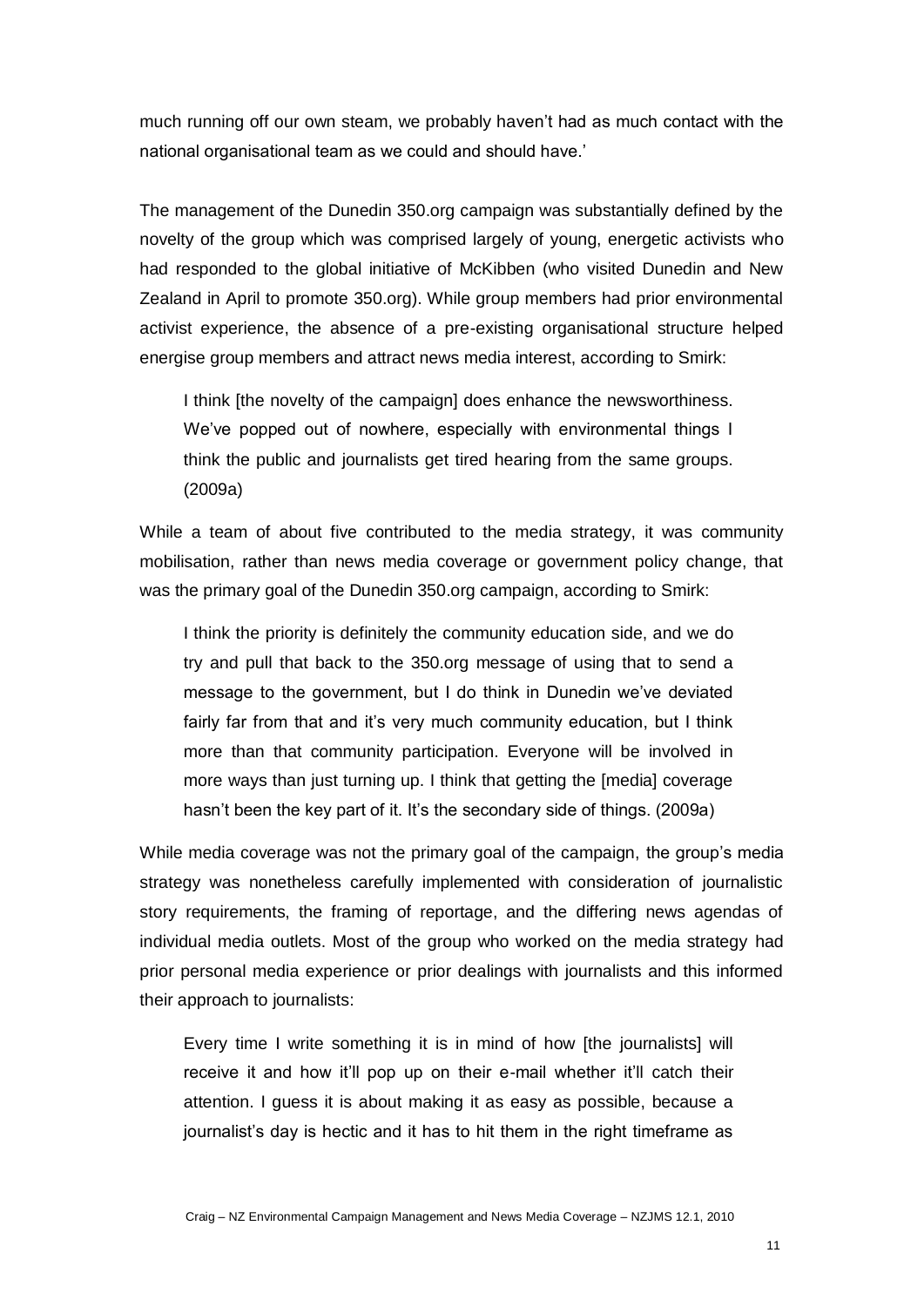much running off our own steam, we probably haven't had as much contact with the national organisational team as we could and should have.'

The management of the Dunedin 350.org campaign was substantially defined by the novelty of the group which was comprised largely of young, energetic activists who had responded to the global initiative of McKibben (who visited Dunedin and New Zealand in April to promote 350.org). While group members had prior environmental activist experience, the absence of a pre-existing organisational structure helped energise group members and attract news media interest, according to Smirk:

> I think [the novelty of the campaign] does enhance the newsworthiness. We've popped out of nowhere, especially with environmental things I think the public and journalists get tired hearing from the same groups. (2009a)

While a team of about five contributed to the media strategy, it was community mobilisation, rather than news media coverage or government policy change, that was the primary goal of the Dunedin 350.org campaign, according to Smirk:

> I think the priority is definitely the community education side, and we do try and pull that back to the 350.org message of using that to send a message to the government, but I do think in Dunedin we've deviated fairly far from that and it's very much community education, but I think more than that community participation. Everyone will be involved in more ways than just turning up. I think that getting the [media] coverage hasn't been the key part of it. It's the secondary side of things. (2009a)

While media coverage was not the primary goal of the campaign, the group's media strategy was nonetheless carefully implemented with consideration of journalistic story requirements, the framing of reportage, and the differing news agendas of individual media outlets. Most of the group who worked on the media strategy had prior personal media experience or prior dealings with journalists and this informed their approach to journalists:

> Every time I write something it is in mind of how [the journalists] will receive it and how it'll pop up on their e-mail whether it'll catch their attention. I guess it is about making it as easy as possible, because a journalist's day is hectic and it has to hit them in the right timeframe as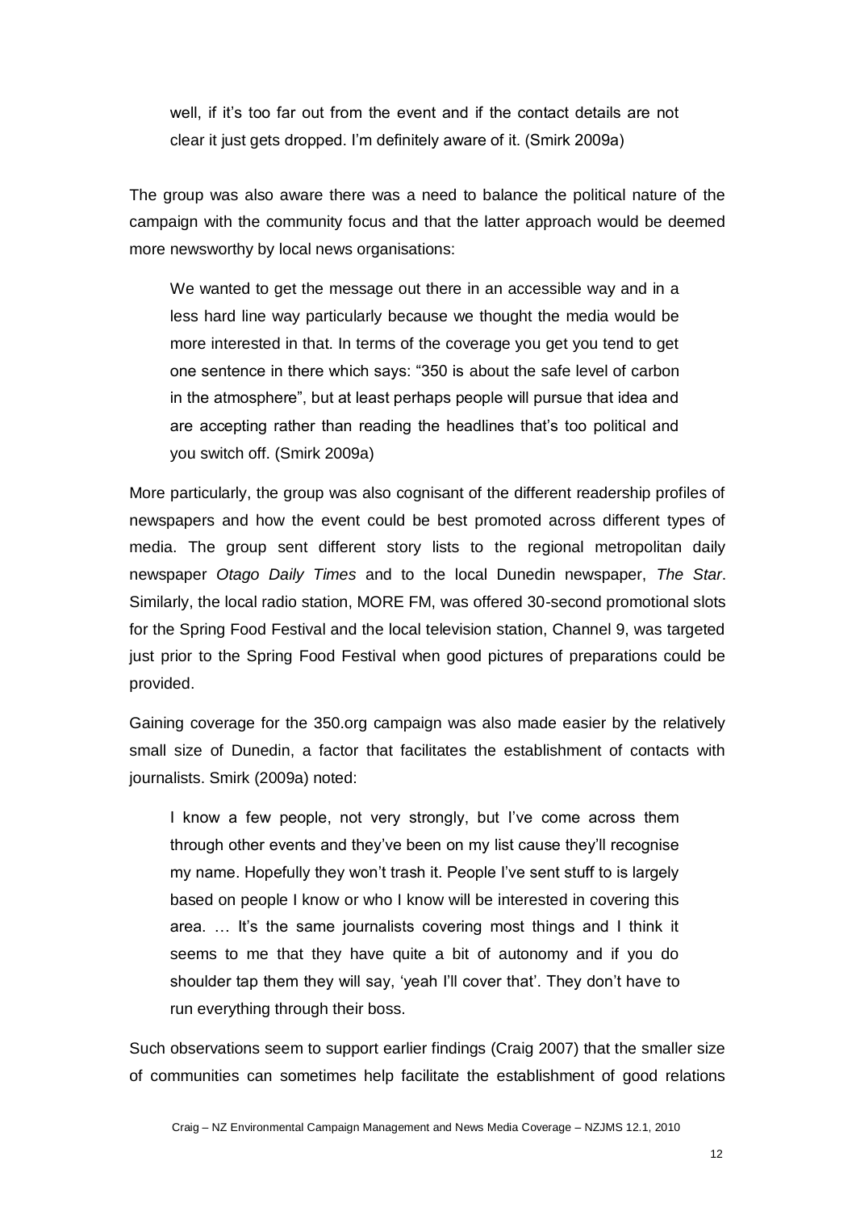> well, if it's too far out from the event and if the contact details are not clear it just gets dropped. I'm definitely aware of it. (Smirk 2009a)

The group was also aware there was a need to balance the political nature of the campaign with the community focus and that the latter approach would be deemed more newsworthy by local news organisations:

> We wanted to get the message out there in an accessible way and in a less hard line way particularly because we thought the media would be more interested in that. In terms of the coverage you get you tend to get one sentence in there which says: "350 is about the safe level of carbon in the atmosphere", but at least perhaps people will pursue that idea and are accepting rather than reading the headlines that's too political and you switch off. (Smirk 2009a)

More particularly, the group was also cognisant of the different readership profiles of newspapers and how the event could be best promoted across different types of media. The group sent different story lists to the regional metropolitan daily newspaper *Otago Daily Times* and to the local Dunedin newspaper, *The Star*. Similarly, the local radio station, MORE FM, was offered 30-second promotional slots for the Spring Food Festival and the local television station, Channel 9, was targeted just prior to the Spring Food Festival when good pictures of preparations could be provided.

Gaining coverage for the 350.org campaign was also made easier by the relatively small size of Dunedin, a factor that facilitates the establishment of contacts with journalists. Smirk (2009a) noted:

> I know a few people, not very strongly, but I've come across them through other events and they've been on my list cause they'll recognise my name. Hopefully they won't trash it. People I've sent stuff to is largely based on people I know or who I know will be interested in covering this area. … It's the same journalists covering most things and I think it seems to me that they have quite a bit of autonomy and if you do shoulder tap them they will say, 'yeah I'll cover that'. They don't have to run everything through their boss.

Such observations seem to support earlier findings (Craig 2007) that the smaller size of communities can sometimes help facilitate the establishment of good relations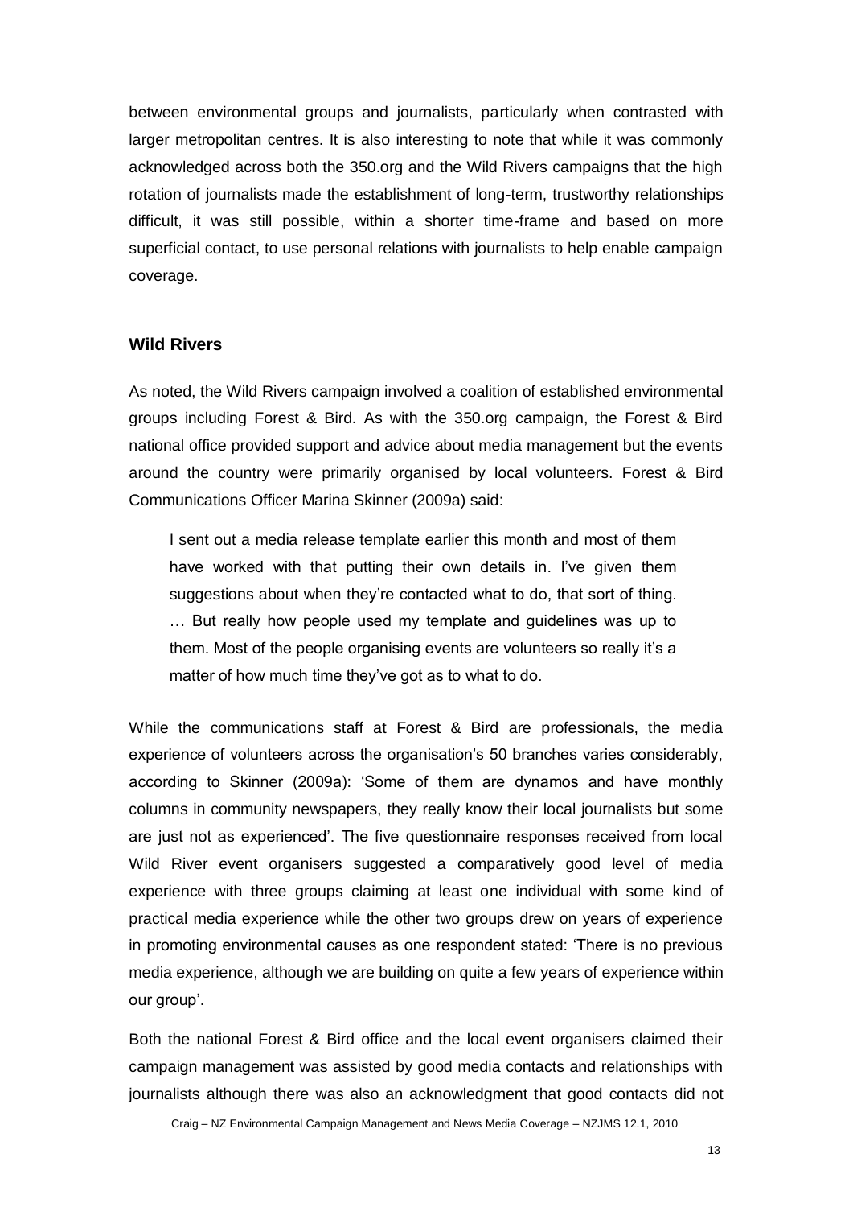between environmental groups and journalists, particularly when contrasted with larger metropolitan centres. It is also interesting to note that while it was commonly acknowledged across both the 350.org and the Wild Rivers campaigns that the high rotation of journalists made the establishment of long-term, trustworthy relationships difficult, it was still possible, within a shorter time-frame and based on more superficial contact, to use personal relations with journalists to help enable campaign coverage.

### Wild Rivers

As noted, the Wild Rivers campaign involved a coalition of established environmental groups including Forest & Bird. As with the 350.org campaign, the Forest & Bird national office provided support and advice about media management but the events around the country were primarily organised by local volunteers. Forest & Bird Communications Officer Marina Skinner (2009a) said:

> I sent out a media release template earlier this month and most of them have worked with that putting their own details in. I've given them suggestions about when they're contacted what to do, that sort of thing. … But really how people used my template and guidelines was up to them. Most of the people organising events are volunteers so really it's a matter of how much time they've got as to what to do.

While the communications staff at Forest & Bird are professionals, the media experience of volunteers across the organisation's 50 branches varies considerably, according to Skinner (2009a): 'Some of them are dynamos and have monthly columns in community newspapers, they really know their local journalists but some are just not as experienced'. The five questionnaire responses received from local Wild River event organisers suggested a comparatively good level of media experience with three groups claiming at least one individual with some kind of practical media experience while the other two groups drew on years of experience in promoting environmental causes as one respondent stated: 'There is no previous media experience, although we are building on quite a few years of experience within our group'.

Both the national Forest & Bird office and the local event organisers claimed their campaign management was assisted by good media contacts and relationships with journalists although there was also an acknowledgment that good contacts did not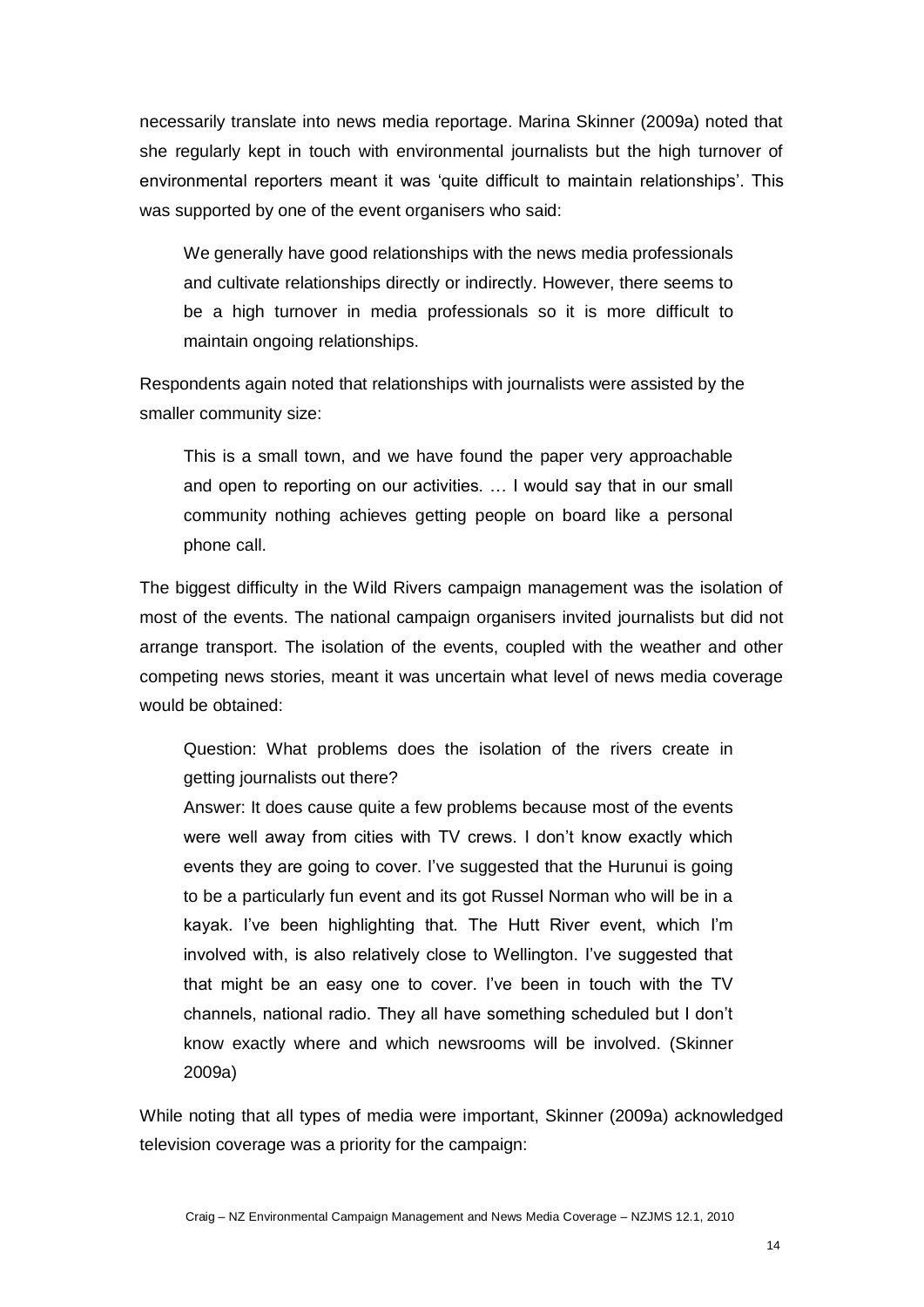necessarily translate into news media reportage. Marina Skinner (2009a) noted that she regularly kept in touch with environmental journalists but the high turnover of environmental reporters meant it was 'quite difficult to maintain relationships'. This was supported by one of the event organisers who said:

> We generally have good relationships with the news media professionals and cultivate relationships directly or indirectly. However, there seems to be a high turnover in media professionals so it is more difficult to maintain ongoing relationships.

Respondents again noted that relationships with journalists were assisted by the smaller community size:

> This is a small town, and we have found the paper very approachable and open to reporting on our activities. … I would say that in our small community nothing achieves getting people on board like a personal phone call.

The biggest difficulty in the Wild Rivers campaign management was the isolation of most of the events. The national campaign organisers invited journalists but did not arrange transport. The isolation of the events, coupled with the weather and other competing news stories, meant it was uncertain what level of news media coverage would be obtained:

> Question: What problems does the isolation of the rivers create in getting journalists out there?
>
> Answer: It does cause quite a few problems because most of the events were well away from cities with TV crews. I don't know exactly which events they are going to cover. I've suggested that the Hurunui is going to be a particularly fun event and its got Russel Norman who will be in a kayak. I've been highlighting that. The Hutt River event, which I'm involved with, is also relatively close to Wellington. I've suggested that that might be an easy one to cover. I've been in touch with the TV channels, national radio. They all have something scheduled but I don't know exactly where and which newsrooms will be involved. (Skinner 2009a)

While noting that all types of media were important, Skinner (2009a) acknowledged television coverage was a priority for the campaign: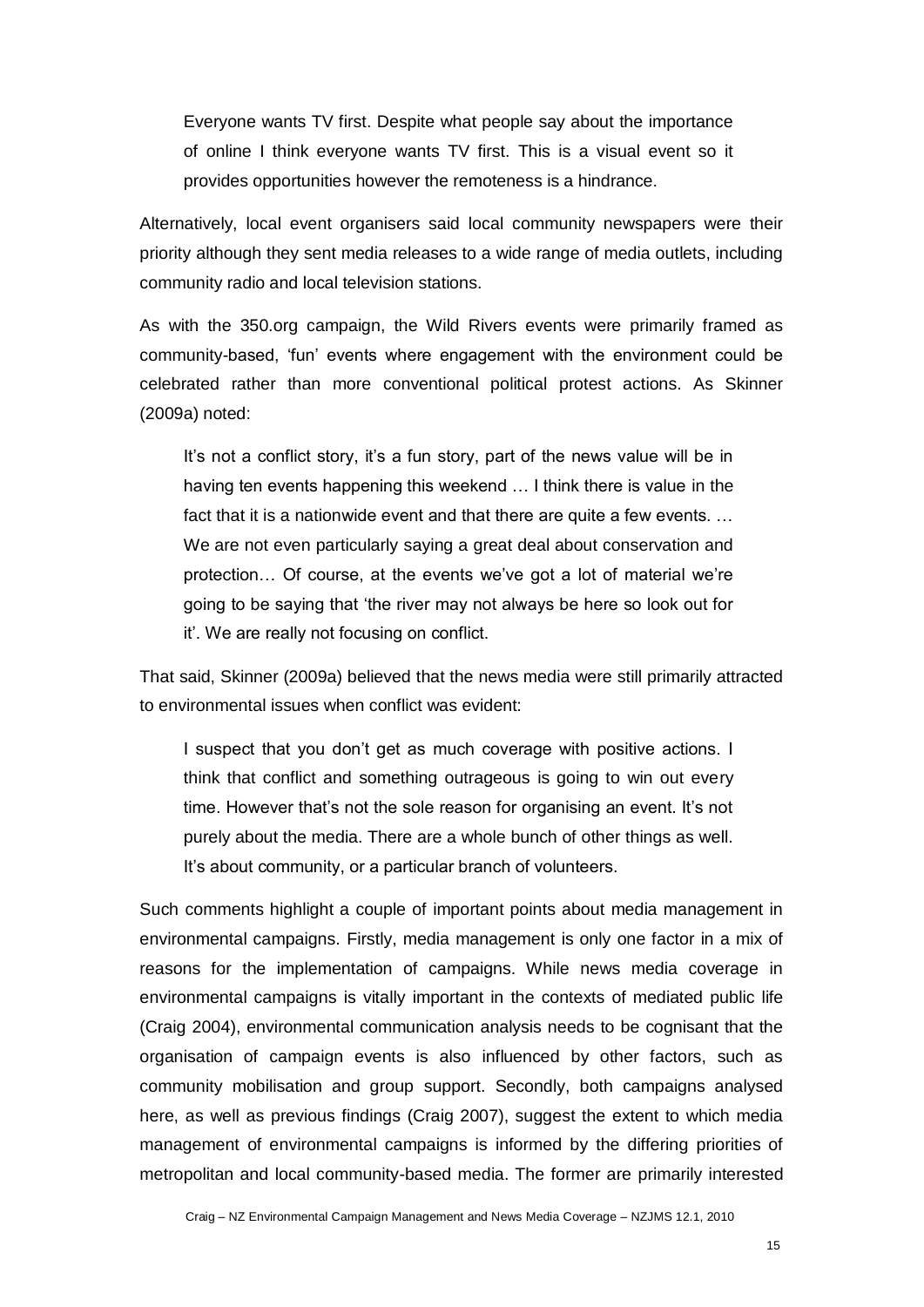> Everyone wants TV first. Despite what people say about the importance of online I think everyone wants TV first. This is a visual event so it provides opportunities however the remoteness is a hindrance.

Alternatively, local event organisers said local community newspapers were their priority although they sent media releases to a wide range of media outlets, including community radio and local television stations.

As with the 350.org campaign, the Wild Rivers events were primarily framed as community-based, 'fun' events where engagement with the environment could be celebrated rather than more conventional political protest actions. As Skinner (2009a) noted:

> It's not a conflict story, it's a fun story, part of the news value will be in having ten events happening this weekend … I think there is value in the fact that it is a nationwide event and that there are quite a few events. … We are not even particularly saying a great deal about conservation and protection… Of course, at the events we've got a lot of material we're going to be saying that 'the river may not always be here so look out for it'. We are really not focusing on conflict.

That said, Skinner (2009a) believed that the news media were still primarily attracted to environmental issues when conflict was evident:

> I suspect that you don't get as much coverage with positive actions. I think that conflict and something outrageous is going to win out every time. However that's not the sole reason for organising an event. It's not purely about the media. There are a whole bunch of other things as well. It's about community, or a particular branch of volunteers.

Such comments highlight a couple of important points about media management in environmental campaigns. Firstly, media management is only one factor in a mix of reasons for the implementation of campaigns. While news media coverage in environmental campaigns is vitally important in the contexts of mediated public life (Craig 2004), environmental communication analysis needs to be cognisant that the organisation of campaign events is also influenced by other factors, such as community mobilisation and group support. Secondly, both campaigns analysed here, as well as previous findings (Craig 2007), suggest the extent to which media management of environmental campaigns is informed by the differing priorities of metropolitan and local community-based media. The former are primarily interested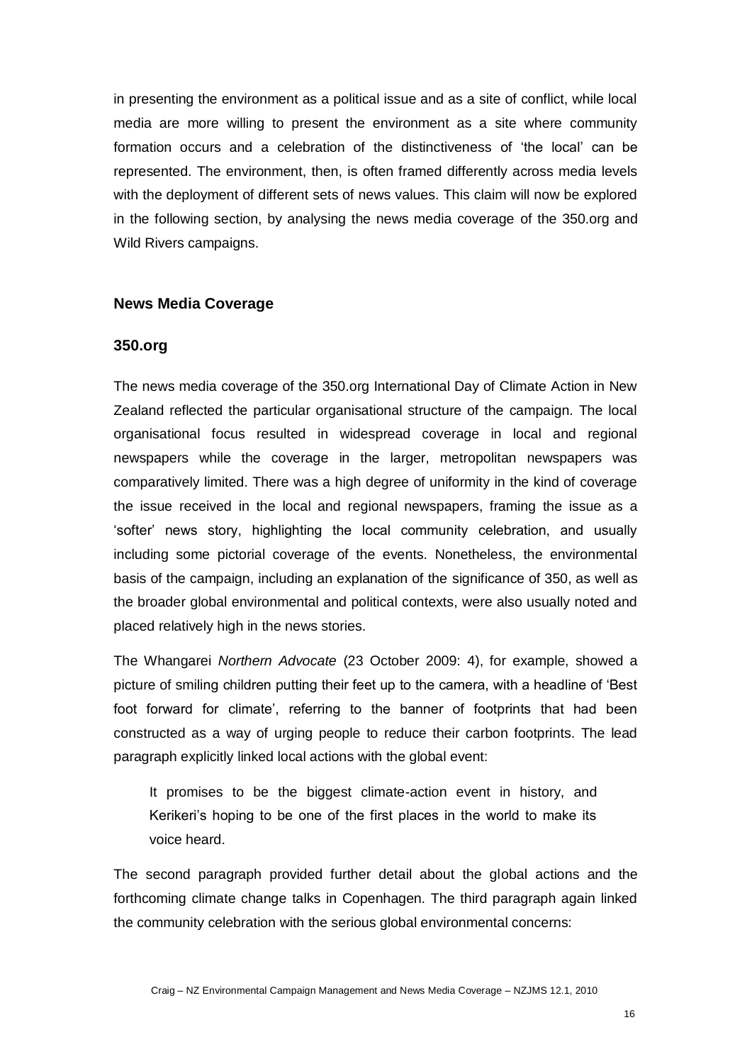in presenting the environment as a political issue and as a site of conflict, while local media are more willing to present the environment as a site where community formation occurs and a celebration of the distinctiveness of 'the local' can be represented. The environment, then, is often framed differently across media levels with the deployment of different sets of news values. This claim will now be explored in the following section, by analysing the news media coverage of the 350.org and Wild Rivers campaigns.

## News Media Coverage

### 350.org

The news media coverage of the 350.org International Day of Climate Action in New Zealand reflected the particular organisational structure of the campaign. The local organisational focus resulted in widespread coverage in local and regional newspapers while the coverage in the larger, metropolitan newspapers was comparatively limited. There was a high degree of uniformity in the kind of coverage the issue received in the local and regional newspapers, framing the issue as a 'softer' news story, highlighting the local community celebration, and usually including some pictorial coverage of the events. Nonetheless, the environmental basis of the campaign, including an explanation of the significance of 350, as well as the broader global environmental and political contexts, were also usually noted and placed relatively high in the news stories.

The Whangarei *Northern Advocate* (23 October 2009: 4), for example, showed a picture of smiling children putting their feet up to the camera, with a headline of 'Best foot forward for climate', referring to the banner of footprints that had been constructed as a way of urging people to reduce their carbon footprints. The lead paragraph explicitly linked local actions with the global event:

> It promises to be the biggest climate-action event in history, and Kerikeri's hoping to be one of the first places in the world to make its voice heard.

The second paragraph provided further detail about the global actions and the forthcoming climate change talks in Copenhagen. The third paragraph again linked the community celebration with the serious global environmental concerns: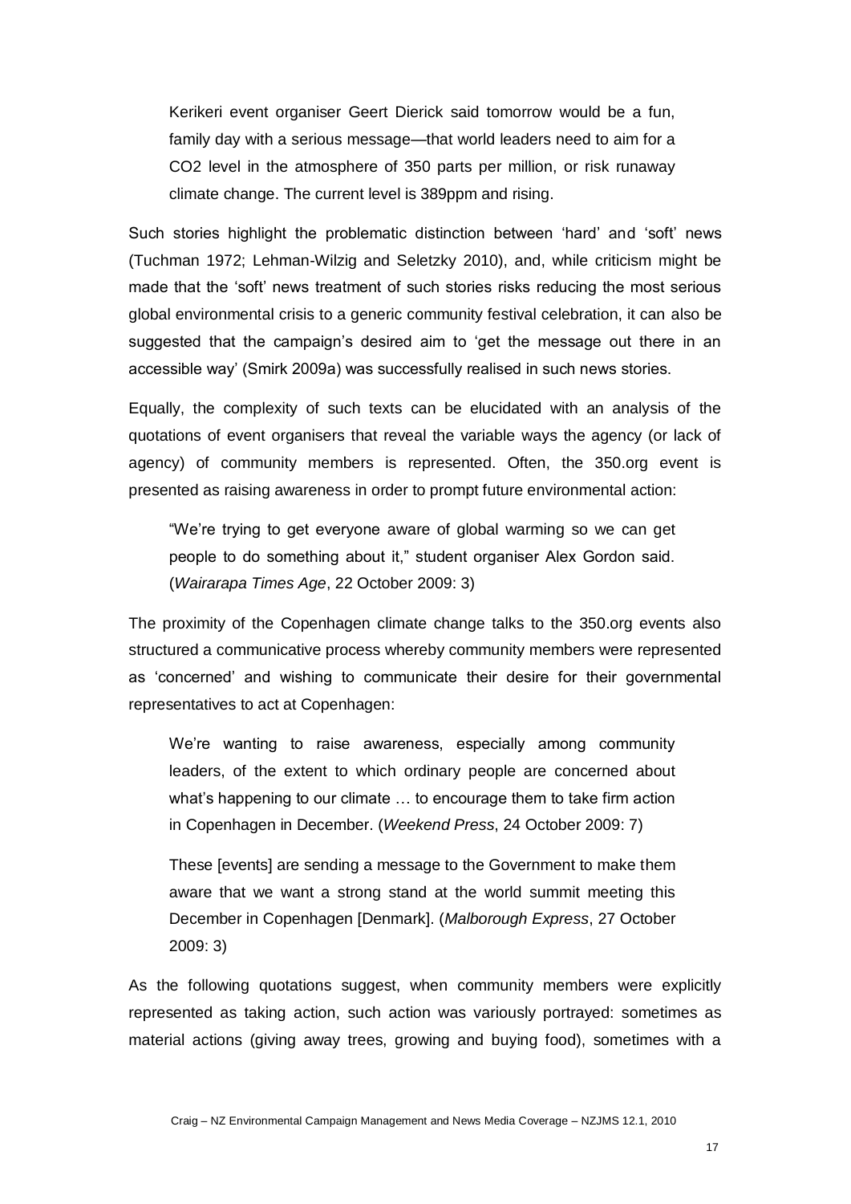> Kerikeri event organiser Geert Dierick said tomorrow would be a fun, family day with a serious message—that world leaders need to aim for a $CO_2$ level in the atmosphere of 350 parts per million, or risk runaway climate change. The current level is 389ppm and rising.

Such stories highlight the problematic distinction between 'hard' and 'soft' news (Tuchman 1972; Lehman-Wilzig and Seletzky 2010), and, while criticism might be made that the 'soft' news treatment of such stories risks reducing the most serious global environmental crisis to a generic community festival celebration, it can also be suggested that the campaign's desired aim to 'get the message out there in an accessible way' (Smirk 2009a) was successfully realised in such news stories.

Equally, the complexity of such texts can be elucidated with an analysis of the quotations of event organisers that reveal the variable ways the agency (or lack of agency) of community members is represented. Often, the 350.org event is presented as raising awareness in order to prompt future environmental action:

> "We're trying to get everyone aware of global warming so we can get people to do something about it," student organiser Alex Gordon said. (*Wairarapa Times Age*, 22 October 2009: 3)

The proximity of the Copenhagen climate change talks to the 350.org events also structured a communicative process whereby community members were represented as 'concerned' and wishing to communicate their desire for their governmental representatives to act at Copenhagen:

> We're wanting to raise awareness, especially among community leaders, of the extent to which ordinary people are concerned about what's happening to our climate … to encourage them to take firm action in Copenhagen in December. (*Weekend Press*, 24 October 2009: 7)

> These [events] are sending a message to the Government to make them aware that we want a strong stand at the world summit meeting this December in Copenhagen [Denmark]. (*Malborough Express*, 27 October 2009: 3)

As the following quotations suggest, when community members were explicitly represented as taking action, such action was variously portrayed: sometimes as material actions (giving away trees, growing and buying food), sometimes with a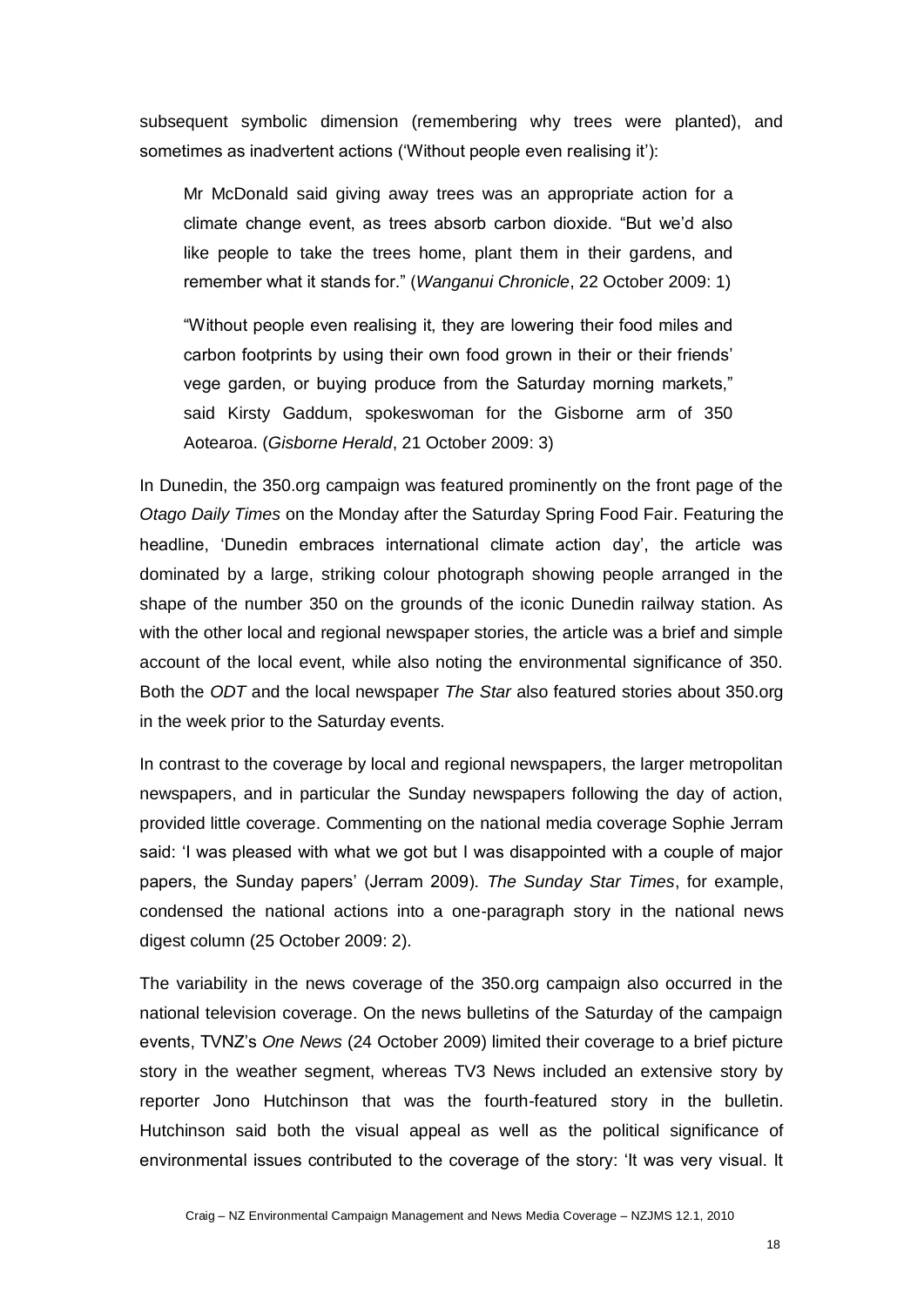subsequent symbolic dimension (remembering why trees were planted), and sometimes as inadvertent actions ('Without people even realising it'):

> Mr McDonald said giving away trees was an appropriate action for a climate change event, as trees absorb carbon dioxide. "But we'd also like people to take the trees home, plant them in their gardens, and remember what it stands for." (*Wanganui Chronicle*, 22 October 2009: 1)

> "Without people even realising it, they are lowering their food miles and carbon footprints by using their own food grown in their or their friends' vege garden, or buying produce from the Saturday morning markets," said Kirsty Gaddum, spokeswoman for the Gisborne arm of 350 Aotearoa. (*Gisborne Herald*, 21 October 2009: 3)

In Dunedin, the 350.org campaign was featured prominently on the front page of the *Otago Daily Times* on the Monday after the Saturday Spring Food Fair. Featuring the headline, 'Dunedin embraces international climate action day', the article was dominated by a large, striking colour photograph showing people arranged in the shape of the number 350 on the grounds of the iconic Dunedin railway station. As with the other local and regional newspaper stories, the article was a brief and simple account of the local event, while also noting the environmental significance of 350. Both the *ODT* and the local newspaper *The Star* also featured stories about 350.org in the week prior to the Saturday events.

In contrast to the coverage by local and regional newspapers, the larger metropolitan newspapers, and in particular the Sunday newspapers following the day of action, provided little coverage. Commenting on the national media coverage Sophie Jerram said: 'I was pleased with what we got but I was disappointed with a couple of major papers, the Sunday papers' (Jerram 2009). *The Sunday Star Times*, for example, condensed the national actions into a one-paragraph story in the national news digest column (25 October 2009: 2).

The variability in the news coverage of the 350.org campaign also occurred in the national television coverage. On the news bulletins of the Saturday of the campaign events, TVNZ's *One News* (24 October 2009) limited their coverage to a brief picture story in the weather segment, whereas TV3 News included an extensive story by reporter Jono Hutchinson that was the fourth-featured story in the bulletin. Hutchinson said both the visual appeal as well as the political significance of environmental issues contributed to the coverage of the story: 'It was very visual. It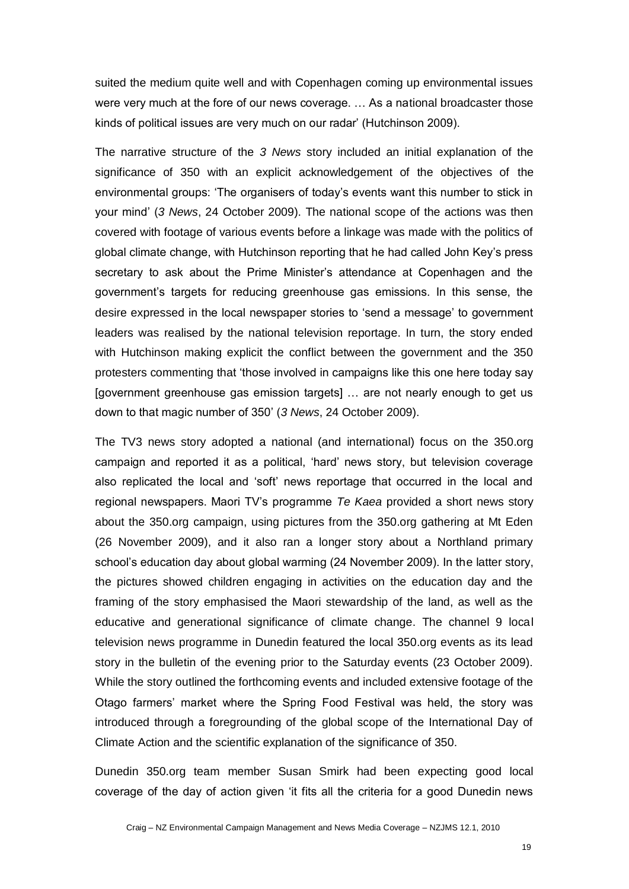suited the medium quite well and with Copenhagen coming up environmental issues were very much at the fore of our news coverage. … As a national broadcaster those kinds of political issues are very much on our radar' (Hutchinson 2009).

The narrative structure of the *3 News* story included an initial explanation of the significance of 350 with an explicit acknowledgement of the objectives of the environmental groups: 'The organisers of today's events want this number to stick in your mind' (*3 News*, 24 October 2009). The national scope of the actions was then covered with footage of various events before a linkage was made with the politics of global climate change, with Hutchinson reporting that he had called John Key's press secretary to ask about the Prime Minister's attendance at Copenhagen and the government's targets for reducing greenhouse gas emissions. In this sense, the desire expressed in the local newspaper stories to 'send a message' to government leaders was realised by the national television reportage. In turn, the story ended with Hutchinson making explicit the conflict between the government and the 350 protesters commenting that 'those involved in campaigns like this one here today say [government greenhouse gas emission targets] … are not nearly enough to get us down to that magic number of 350' (*3 News*, 24 October 2009).

The TV3 news story adopted a national (and international) focus on the 350.org campaign and reported it as a political, 'hard' news story, but television coverage also replicated the local and 'soft' news reportage that occurred in the local and regional newspapers. Maori TV's programme *Te Kaea* provided a short news story about the 350.org campaign, using pictures from the 350.org gathering at Mt Eden (26 November 2009), and it also ran a longer story about a Northland primary school's education day about global warming (24 November 2009). In the latter story, the pictures showed children engaging in activities on the education day and the framing of the story emphasised the Maori stewardship of the land, as well as the educative and generational significance of climate change. The channel 9 local television news programme in Dunedin featured the local 350.org events as its lead story in the bulletin of the evening prior to the Saturday events (23 October 2009). While the story outlined the forthcoming events and included extensive footage of the Otago farmers' market where the Spring Food Festival was held, the story was introduced through a foregrounding of the global scope of the International Day of Climate Action and the scientific explanation of the significance of 350.

Dunedin 350.org team member Susan Smirk had been expecting good local coverage of the day of action given 'it fits all the criteria for a good Dunedin news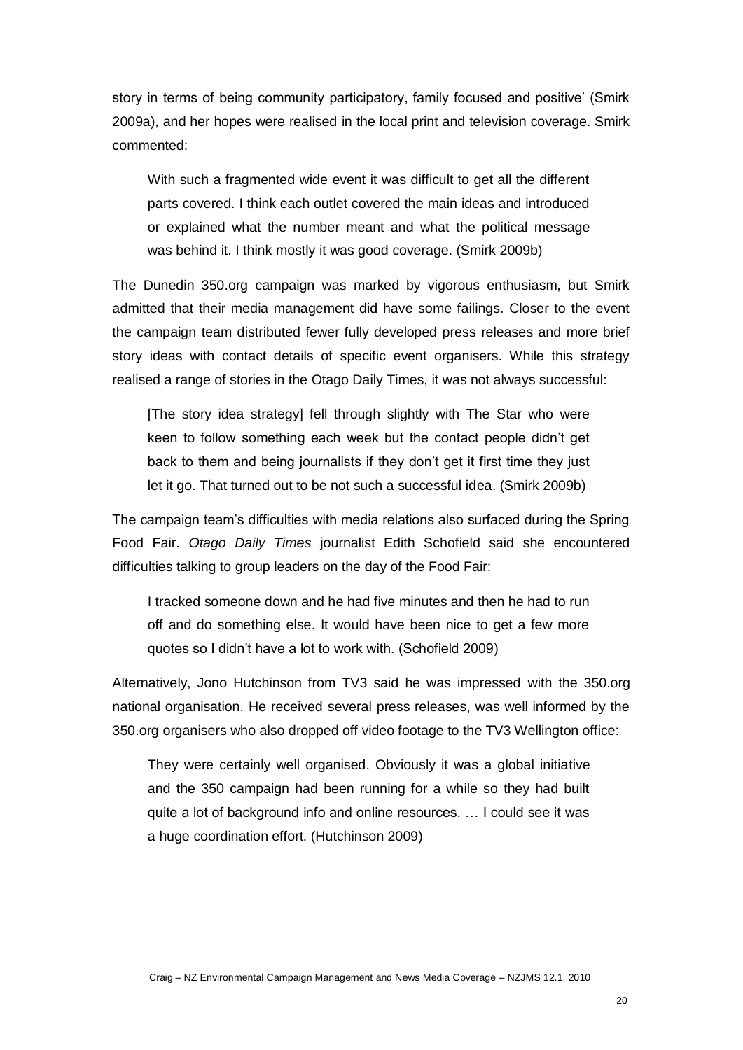story in terms of being community participatory, family focused and positive' (Smirk 2009a), and her hopes were realised in the local print and television coverage. Smirk commented:

> With such a fragmented wide event it was difficult to get all the different parts covered. I think each outlet covered the main ideas and introduced or explained what the number meant and what the political message was behind it. I think mostly it was good coverage. (Smirk 2009b)

The Dunedin 350.org campaign was marked by vigorous enthusiasm, but Smirk admitted that their media management did have some failings. Closer to the event the campaign team distributed fewer fully developed press releases and more brief story ideas with contact details of specific event organisers. While this strategy realised a range of stories in the Otago Daily Times, it was not always successful:

> [The story idea strategy] fell through slightly with The Star who were keen to follow something each week but the contact people didn't get back to them and being journalists if they don't get it first time they just let it go. That turned out to be not such a successful idea. (Smirk 2009b)

The campaign team's difficulties with media relations also surfaced during the Spring Food Fair. *Otago Daily Times* journalist Edith Schofield said she encountered difficulties talking to group leaders on the day of the Food Fair:

> I tracked someone down and he had five minutes and then he had to run off and do something else. It would have been nice to get a few more quotes so I didn't have a lot to work with. (Schofield 2009)

Alternatively, Jono Hutchinson from TV3 said he was impressed with the 350.org national organisation. He received several press releases, was well informed by the 350.org organisers who also dropped off video footage to the TV3 Wellington office:

> They were certainly well organised. Obviously it was a global initiative and the 350 campaign had been running for a while so they had built quite a lot of background info and online resources. … I could see it was a huge coordination effort. (Hutchinson 2009)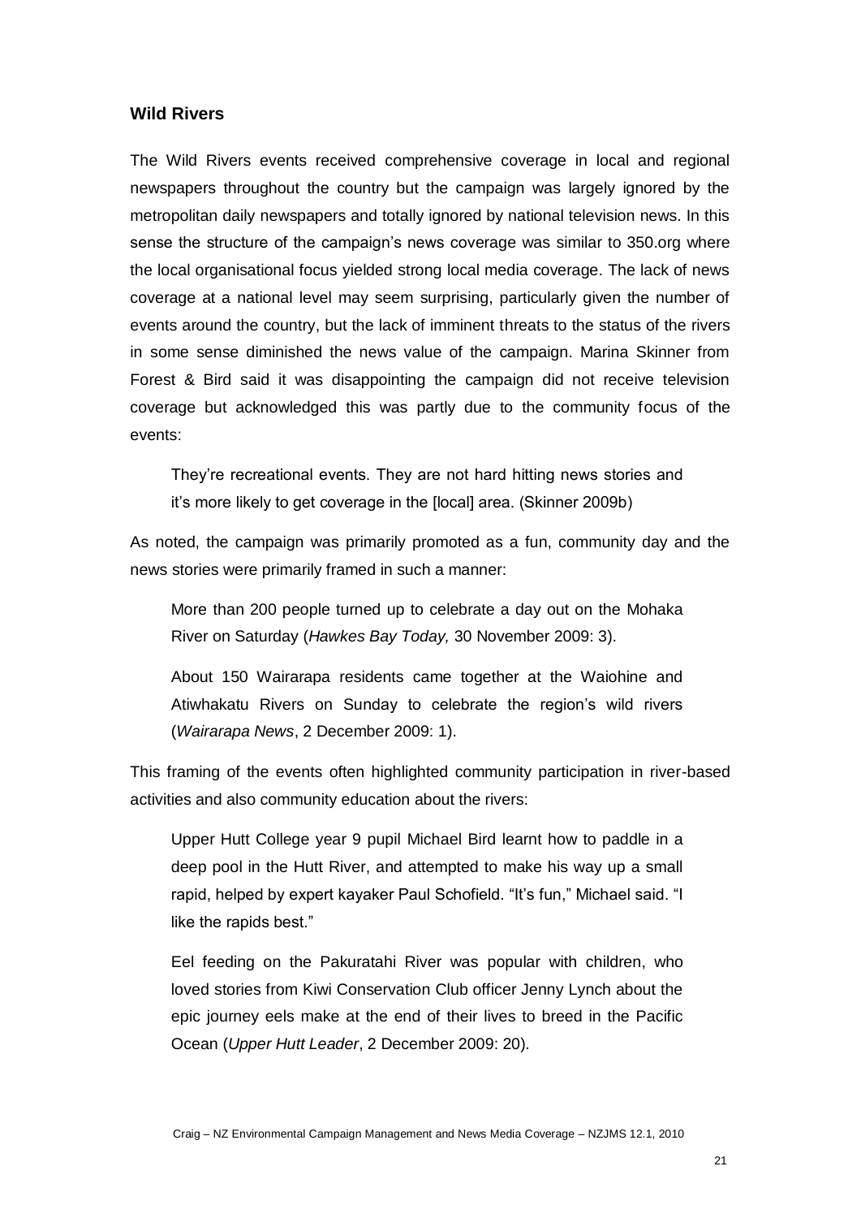### Wild Rivers

The Wild Rivers events received comprehensive coverage in local and regional newspapers throughout the country but the campaign was largely ignored by the metropolitan daily newspapers and totally ignored by national television news. In this sense the structure of the campaign's news coverage was similar to 350.org where the local organisational focus yielded strong local media coverage. The lack of news coverage at a national level may seem surprising, particularly given the number of events around the country, but the lack of imminent threats to the status of the rivers in some sense diminished the news value of the campaign. Marina Skinner from Forest & Bird said it was disappointing the campaign did not receive television coverage but acknowledged this was partly due to the community focus of the events:

> They're recreational events. They are not hard hitting news stories and it's more likely to get coverage in the [local] area. (Skinner 2009b)

As noted, the campaign was primarily promoted as a fun, community day and the news stories were primarily framed in such a manner:

> More than 200 people turned up to celebrate a day out on the Mohaka River on Saturday (*Hawkes Bay Today,* 30 November 2009: 3).
>
> About 150 Wairarapa residents came together at the Waiohine and Atiwhakatu Rivers on Sunday to celebrate the region's wild rivers (*Wairarapa News*, 2 December 2009: 1).

This framing of the events often highlighted community participation in river-based activities and also community education about the rivers:

> Upper Hutt College year 9 pupil Michael Bird learnt how to paddle in a deep pool in the Hutt River, and attempted to make his way up a small rapid, helped by expert kayaker Paul Schofield. "It's fun," Michael said. "I like the rapids best."
>
> Eel feeding on the Pakuratahi River was popular with children, who loved stories from Kiwi Conservation Club officer Jenny Lynch about the epic journey eels make at the end of their lives to breed in the Pacific Ocean (*Upper Hutt Leader*, 2 December 2009: 20).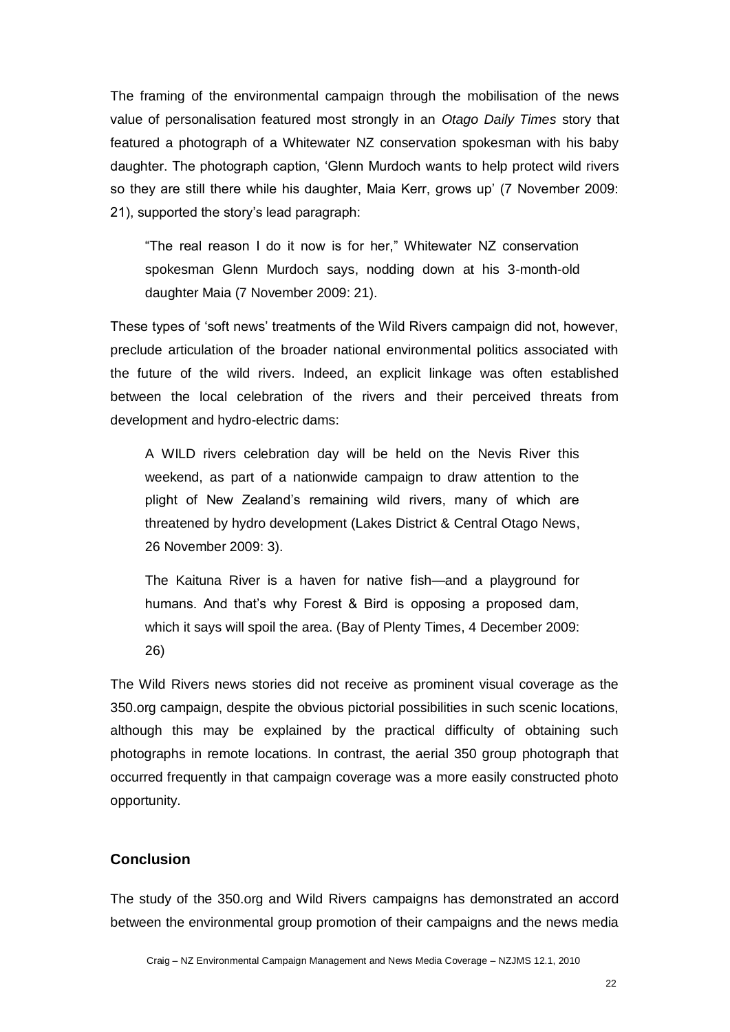The framing of the environmental campaign through the mobilisation of the news value of personalisation featured most strongly in an *Otago Daily Times* story that featured a photograph of a Whitewater NZ conservation spokesman with his baby daughter. The photograph caption, 'Glenn Murdoch wants to help protect wild rivers so they are still there while his daughter, Maia Kerr, grows up' (7 November 2009: 21), supported the story's lead paragraph:

> "The real reason I do it now is for her," Whitewater NZ conservation spokesman Glenn Murdoch says, nodding down at his 3-month-old daughter Maia (7 November 2009: 21).

These types of 'soft news' treatments of the Wild Rivers campaign did not, however, preclude articulation of the broader national environmental politics associated with the future of the wild rivers. Indeed, an explicit linkage was often established between the local celebration of the rivers and their perceived threats from development and hydro-electric dams:

> A WILD rivers celebration day will be held on the Nevis River this weekend, as part of a nationwide campaign to draw attention to the plight of New Zealand's remaining wild rivers, many of which are threatened by hydro development (Lakes District & Central Otago News, 26 November 2009: 3).

> The Kaituna River is a haven for native fish—and a playground for humans. And that's why Forest & Bird is opposing a proposed dam, which it says will spoil the area. (Bay of Plenty Times, 4 December 2009: 26)

The Wild Rivers news stories did not receive as prominent visual coverage as the 350.org campaign, despite the obvious pictorial possibilities in such scenic locations, although this may be explained by the practical difficulty of obtaining such photographs in remote locations. In contrast, the aerial 350 group photograph that occurred frequently in that campaign coverage was a more easily constructed photo opportunity.

## Conclusion

The study of the 350.org and Wild Rivers campaigns has demonstrated an accord between the environmental group promotion of their campaigns and the news media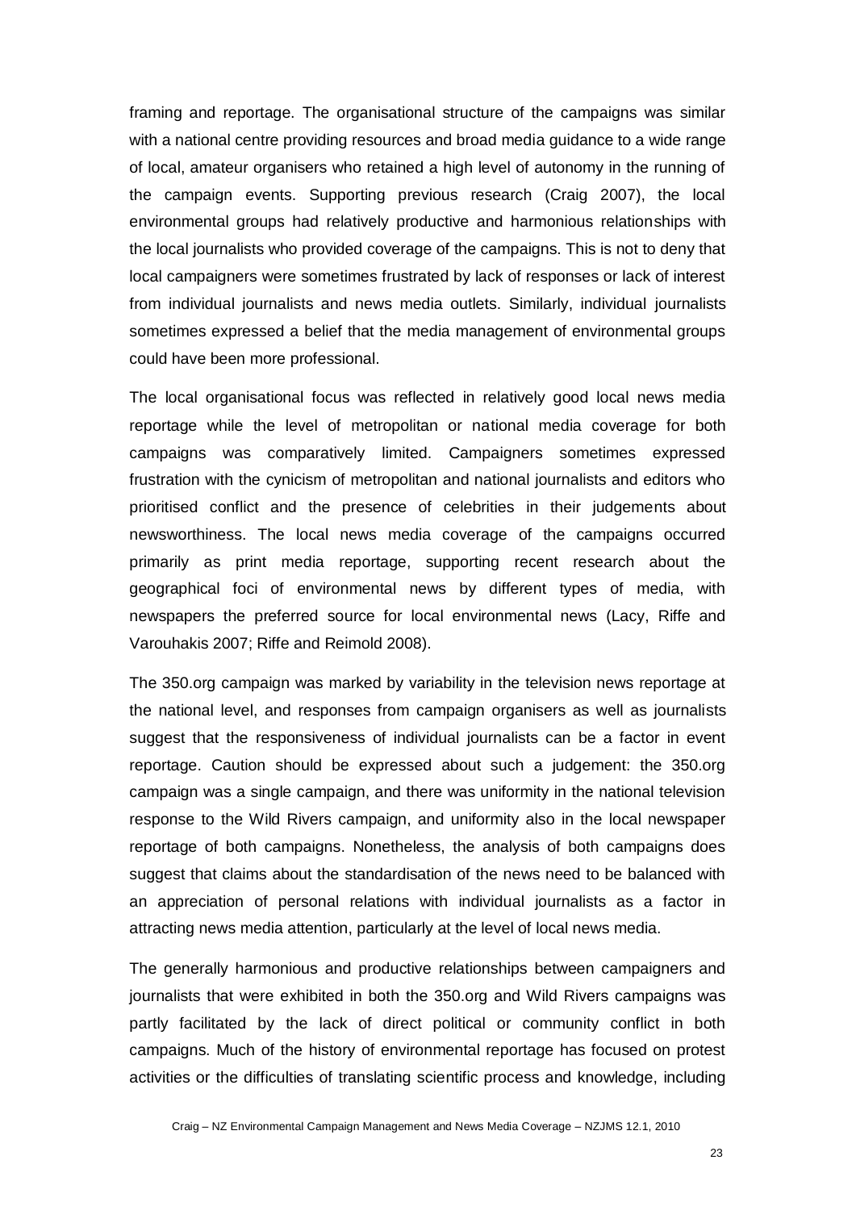framing and reportage. The organisational structure of the campaigns was similar with a national centre providing resources and broad media guidance to a wide range of local, amateur organisers who retained a high level of autonomy in the running of the campaign events. Supporting previous research (Craig 2007), the local environmental groups had relatively productive and harmonious relationships with the local journalists who provided coverage of the campaigns. This is not to deny that local campaigners were sometimes frustrated by lack of responses or lack of interest from individual journalists and news media outlets. Similarly, individual journalists sometimes expressed a belief that the media management of environmental groups could have been more professional.

The local organisational focus was reflected in relatively good local news media reportage while the level of metropolitan or national media coverage for both campaigns was comparatively limited. Campaigners sometimes expressed frustration with the cynicism of metropolitan and national journalists and editors who prioritised conflict and the presence of celebrities in their judgements about newsworthiness. The local news media coverage of the campaigns occurred primarily as print media reportage, supporting recent research about the geographical foci of environmental news by different types of media, with newspapers the preferred source for local environmental news (Lacy, Riffe and Varouhakis 2007; Riffe and Reimold 2008).

The 350.org campaign was marked by variability in the television news reportage at the national level, and responses from campaign organisers as well as journalists suggest that the responsiveness of individual journalists can be a factor in event reportage. Caution should be expressed about such a judgement: the 350.org campaign was a single campaign, and there was uniformity in the national television response to the Wild Rivers campaign, and uniformity also in the local newspaper reportage of both campaigns. Nonetheless, the analysis of both campaigns does suggest that claims about the standardisation of the news need to be balanced with an appreciation of personal relations with individual journalists as a factor in attracting news media attention, particularly at the level of local news media.

The generally harmonious and productive relationships between campaigners and journalists that were exhibited in both the 350.org and Wild Rivers campaigns was partly facilitated by the lack of direct political or community conflict in both campaigns. Much of the history of environmental reportage has focused on protest activities or the difficulties of translating scientific process and knowledge, including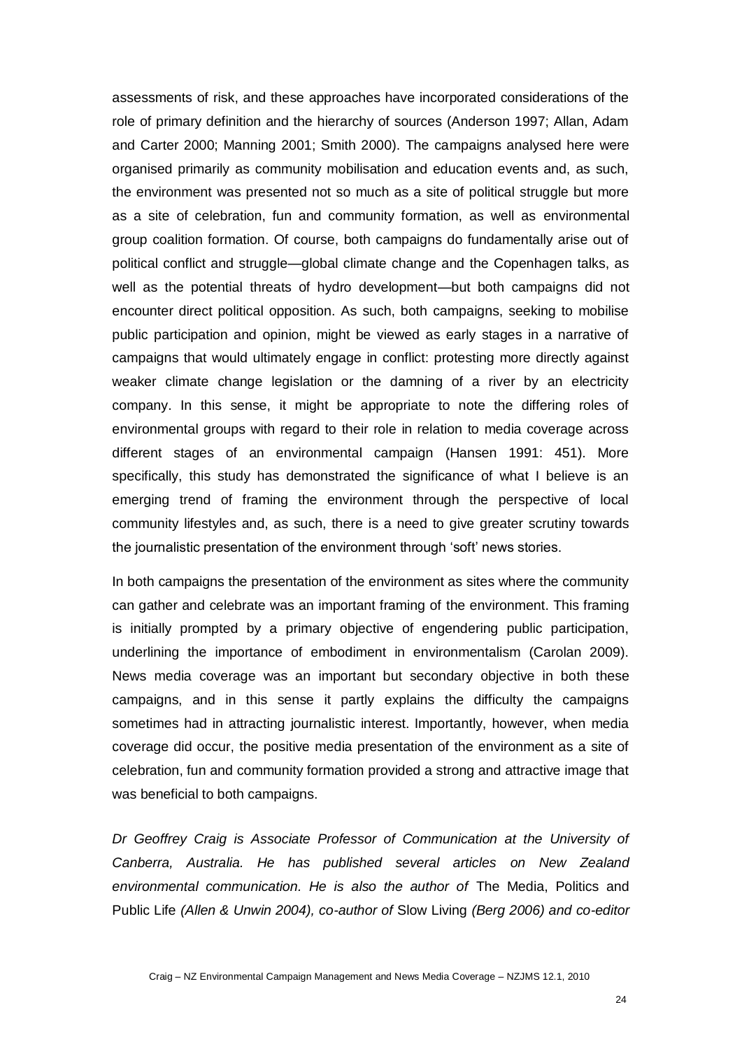assessments of risk, and these approaches have incorporated considerations of the role of primary definition and the hierarchy of sources (Anderson 1997; Allan, Adam and Carter 2000; Manning 2001; Smith 2000). The campaigns analysed here were organised primarily as community mobilisation and education events and, as such, the environment was presented not so much as a site of political struggle but more as a site of celebration, fun and community formation, as well as environmental group coalition formation. Of course, both campaigns do fundamentally arise out of political conflict and struggle—global climate change and the Copenhagen talks, as well as the potential threats of hydro development—but both campaigns did not encounter direct political opposition. As such, both campaigns, seeking to mobilise public participation and opinion, might be viewed as early stages in a narrative of campaigns that would ultimately engage in conflict: protesting more directly against weaker climate change legislation or the damning of a river by an electricity company. In this sense, it might be appropriate to note the differing roles of environmental groups with regard to their role in relation to media coverage across different stages of an environmental campaign (Hansen 1991: 451). More specifically, this study has demonstrated the significance of what I believe is an emerging trend of framing the environment through the perspective of local community lifestyles and, as such, there is a need to give greater scrutiny towards the journalistic presentation of the environment through 'soft' news stories.

In both campaigns the presentation of the environment as sites where the community can gather and celebrate was an important framing of the environment. This framing is initially prompted by a primary objective of engendering public participation, underlining the importance of embodiment in environmentalism (Carolan 2009). News media coverage was an important but secondary objective in both these campaigns, and in this sense it partly explains the difficulty the campaigns sometimes had in attracting journalistic interest. Importantly, however, when media coverage did occur, the positive media presentation of the environment as a site of celebration, fun and community formation provided a strong and attractive image that was beneficial to both campaigns.

*Dr Geoffrey Craig is Associate Professor of Communication at the University of Canberra, Australia. He has published several articles on New Zealand environmental communication. He is also the author of* The Media, Politics and Public Life *(Allen & Unwin 2004), co-author of* Slow Living *(Berg 2006) and co-editor*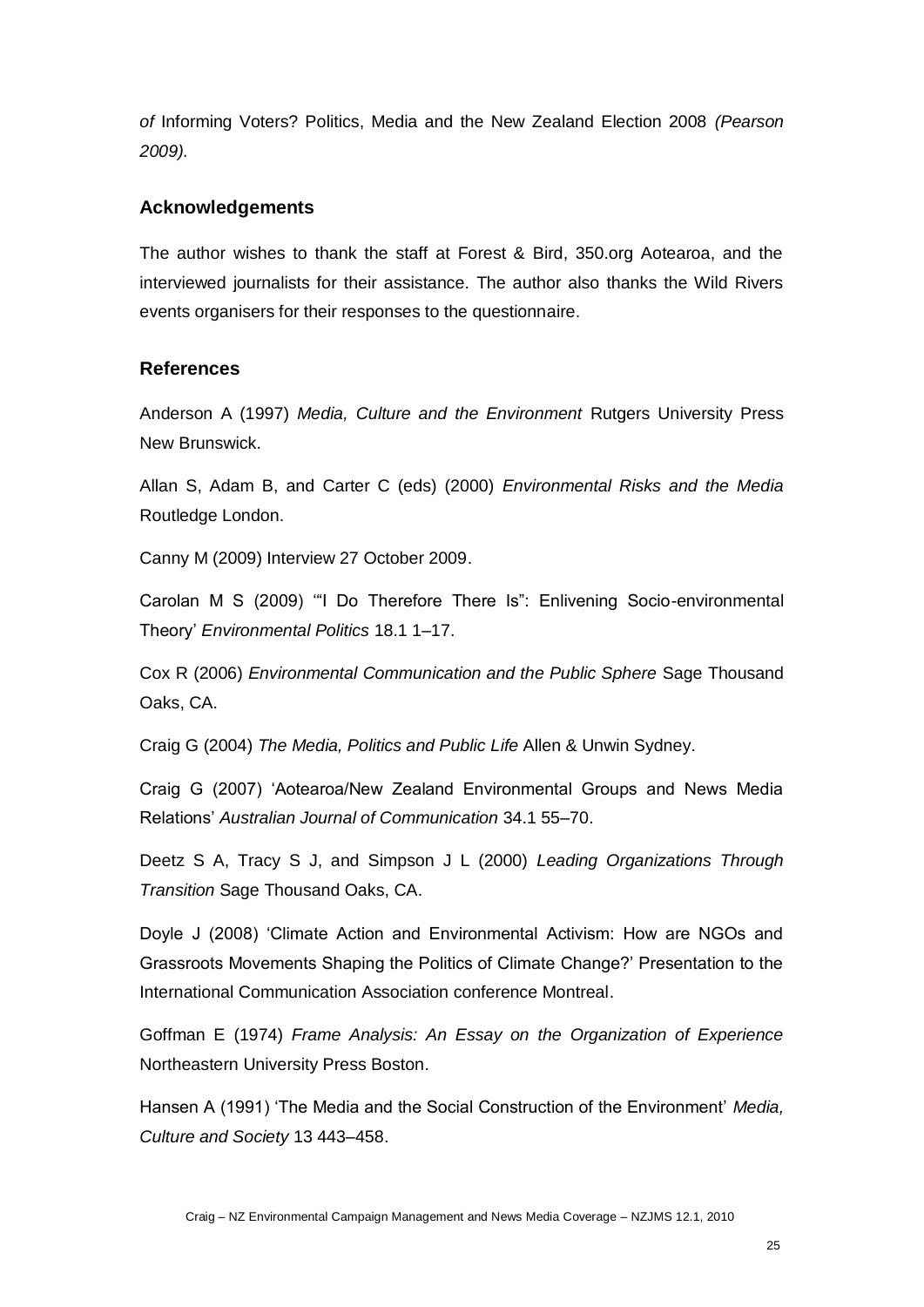*of* Informing Voters? Politics, Media and the New Zealand Election 2008 *(Pearson 2009).*

## Acknowledgements

The author wishes to thank the staff at Forest & Bird, 350.org Aotearoa, and the interviewed journalists for their assistance. The author also thanks the Wild Rivers events organisers for their responses to the questionnaire.

## References

Anderson A (1997) *Media, Culture and the Environment* Rutgers University Press New Brunswick.

Allan S, Adam B, and Carter C (eds) (2000) *Environmental Risks and the Media* Routledge London.

Canny M (2009) Interview 27 October 2009.

Carolan M S (2009) '"I Do Therefore There Is": Enlivening Socio-environmental Theory' *Environmental Politics* 18.1 1–17.

Cox R (2006) *Environmental Communication and the Public Sphere* Sage Thousand Oaks, CA.

Craig G (2004) *The Media, Politics and Public Life* Allen & Unwin Sydney.

Craig G (2007) 'Aotearoa/New Zealand Environmental Groups and News Media Relations' *Australian Journal of Communication* 34.1 55–70.

Deetz S A, Tracy S J, and Simpson J L (2000) *Leading Organizations Through Transition* Sage Thousand Oaks, CA.

Doyle J (2008) 'Climate Action and Environmental Activism: How are NGOs and Grassroots Movements Shaping the Politics of Climate Change?' Presentation to the International Communication Association conference Montreal.

Goffman E (1974) *Frame Analysis: An Essay on the Organization of Experience* Northeastern University Press Boston.

Hansen A (1991) 'The Media and the Social Construction of the Environment' *Media, Culture and Society* 13 443–458.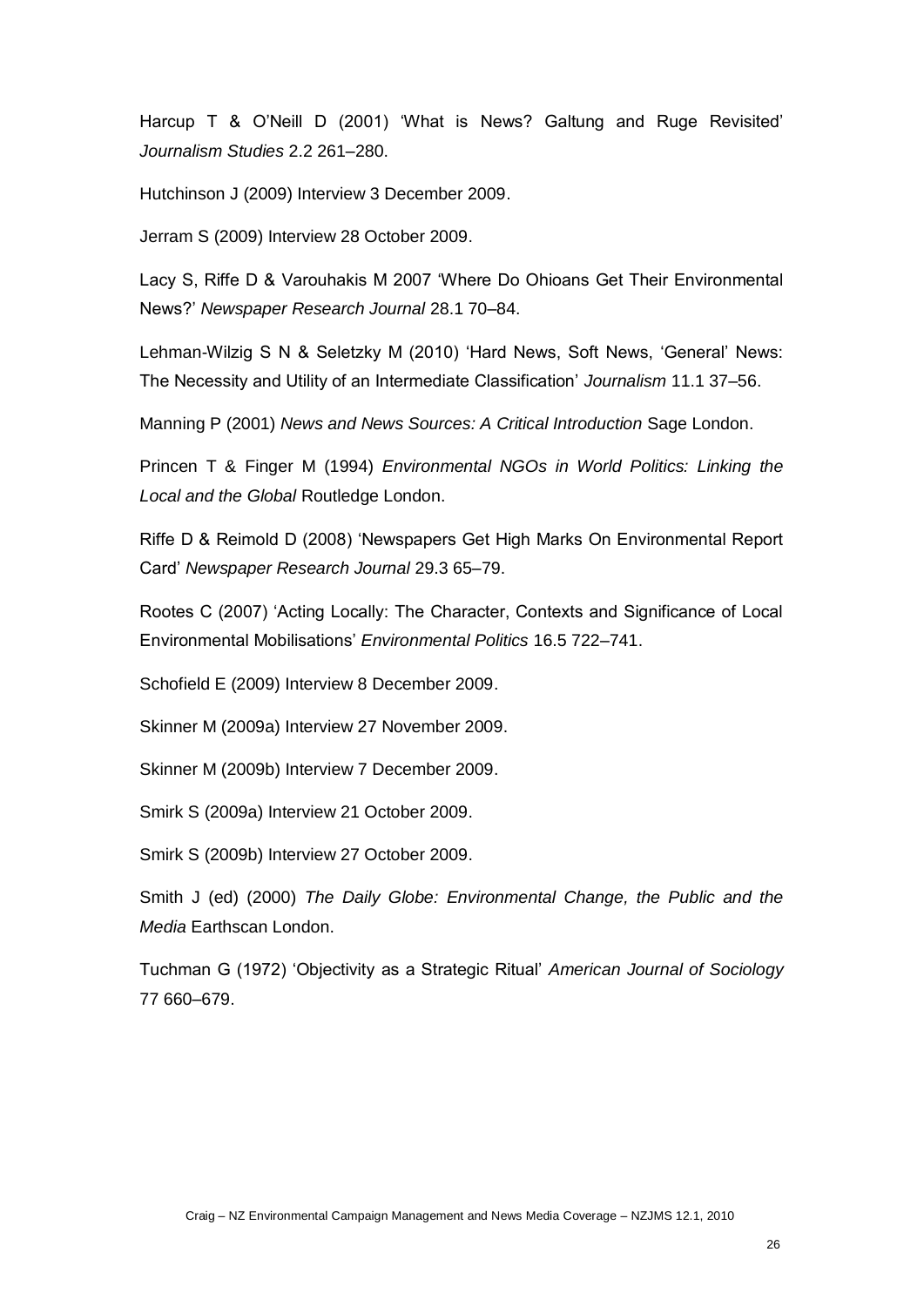Harcup T & O'Neill D (2001) 'What is News? Galtung and Ruge Revisited' *Journalism Studies* 2.2 261–280.

Hutchinson J (2009) Interview 3 December 2009.

Jerram S (2009) Interview 28 October 2009.

Lacy S, Riffe D & Varouhakis M 2007 'Where Do Ohioans Get Their Environmental News?' *Newspaper Research Journal* 28.1 70–84.

Lehman-Wilzig S N & Seletzky M (2010) 'Hard News, Soft News, 'General' News: The Necessity and Utility of an Intermediate Classification' *Journalism* 11.1 37–56.

Manning P (2001) *News and News Sources: A Critical Introduction* Sage London.

Princen T & Finger M (1994) *Environmental NGOs in World Politics: Linking the Local and the Global* Routledge London.

Riffe D & Reimold D (2008) 'Newspapers Get High Marks On Environmental Report Card' *Newspaper Research Journal* 29.3 65–79.

Rootes C (2007) 'Acting Locally: The Character, Contexts and Significance of Local Environmental Mobilisations' *Environmental Politics* 16.5 722–741.

Schofield E (2009) Interview 8 December 2009.

Skinner M (2009a) Interview 27 November 2009.

Skinner M (2009b) Interview 7 December 2009.

Smirk S (2009a) Interview 21 October 2009.

Smirk S (2009b) Interview 27 October 2009.

Smith J (ed) (2000) *The Daily Globe: Environmental Change, the Public and the Media* Earthscan London.

Tuchman G (1972) 'Objectivity as a Strategic Ritual' *American Journal of Sociology* 77 660–679.